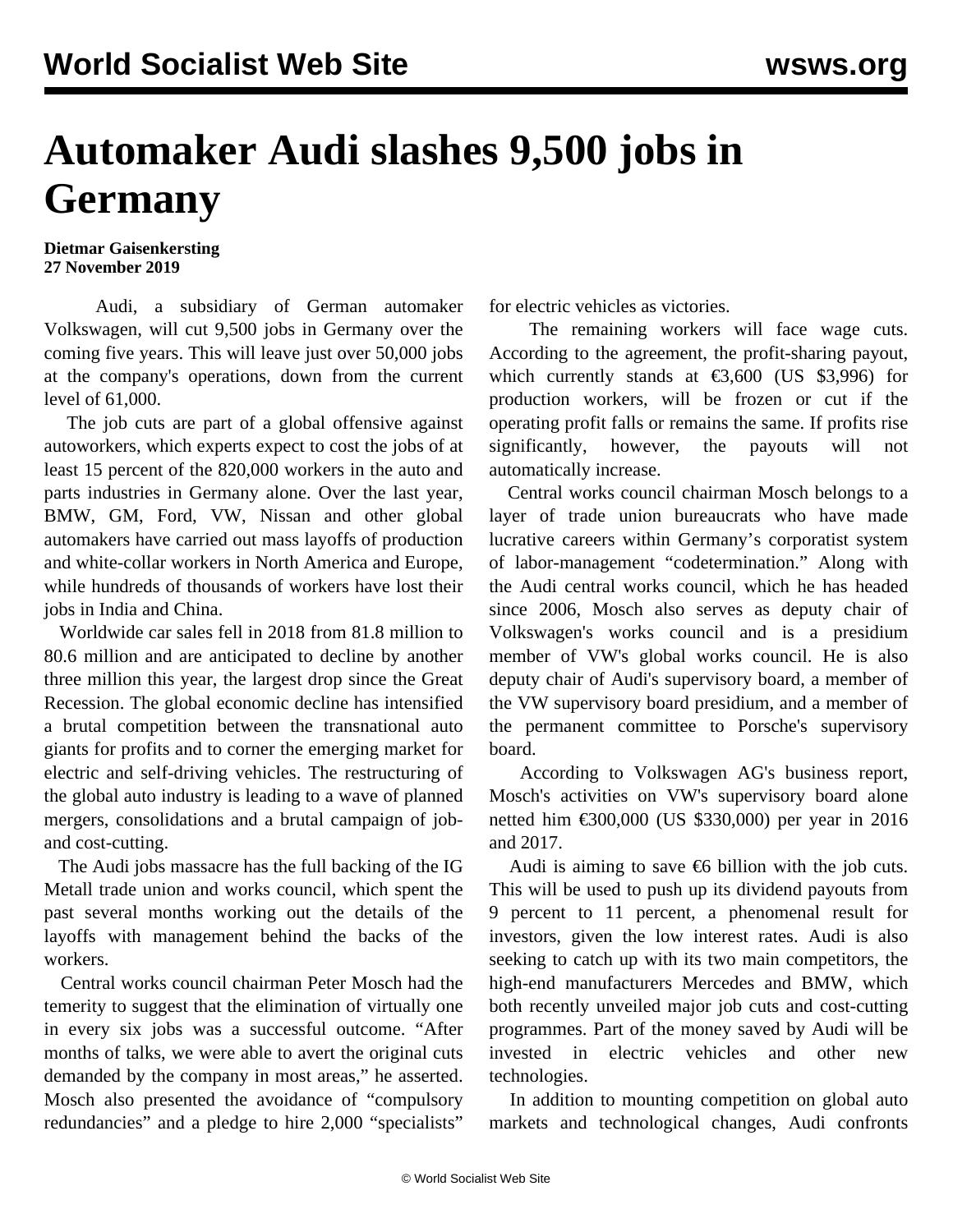# Automaker Audi slashes 9,500 jobs in Germany

**Dietmar Gaisenkersting**
**27 November 2019**

Audi, a subsidiary of German automaker Volkswagen, will cut 9,500 jobs in Germany over the coming five years. This will leave just over 50,000 jobs at the company's operations, down from the current level of 61,000.

The job cuts are part of a global offensive against autoworkers, which experts expect to cost the jobs of at least 15 percent of the 820,000 workers in the auto and parts industries in Germany alone. Over the last year, BMW, GM, Ford, VW, Nissan and other global automakers have carried out mass layoffs of production and white-collar workers in North America and Europe, while hundreds of thousands of workers have lost their jobs in India and China.

Worldwide car sales fell in 2018 from 81.8 million to 80.6 million and are anticipated to decline by another three million this year, the largest drop since the Great Recession. The global economic decline has intensified a brutal competition between the transnational auto giants for profits and to corner the emerging market for electric and self-driving vehicles. The restructuring of the global auto industry is leading to a wave of planned mergers, consolidations and a brutal campaign of job- and cost-cutting.

The Audi jobs massacre has the full backing of the IG Metall trade union and works council, which spent the past several months working out the details of the layoffs with management behind the backs of the workers.

Central works council chairman Peter Mosch had the temerity to suggest that the elimination of virtually one in every six jobs was a successful outcome. "After months of talks, we were able to avert the original cuts demanded by the company in most areas," he asserted. Mosch also presented the avoidance of "compulsory redundancies" and a pledge to hire 2,000 "specialists" for electric vehicles as victories.

The remaining workers will face wage cuts. According to the agreement, the profit-sharing payout, which currently stands at €3,600 (US $3,996) for production workers, will be frozen or cut if the operating profit falls or remains the same. If profits rise significantly, however, the payouts will not automatically increase.

Central works council chairman Mosch belongs to a layer of trade union bureaucrats who have made lucrative careers within Germany's corporatist system of labor-management "codetermination." Along with the Audi central works council, which he has headed since 2006, Mosch also serves as deputy chair of Volkswagen's works council and is a presidium member of VW's global works council. He is also deputy chair of Audi's supervisory board, a member of the VW supervisory board presidium, and a member of the permanent committee to Porsche's supervisory board.

According to Volkswagen AG's business report, Mosch's activities on VW's supervisory board alone netted him €300,000 (US $330,000) per year in 2016 and 2017.

Audi is aiming to save €6 billion with the job cuts. This will be used to push up its dividend payouts from 9 percent to 11 percent, a phenomenal result for investors, given the low interest rates. Audi is also seeking to catch up with its two main competitors, the high-end manufacturers Mercedes and BMW, which both recently unveiled major job cuts and cost-cutting programmes. Part of the money saved by Audi will be invested in electric vehicles and other new technologies.

In addition to mounting competition on global auto markets and technological changes, Audi confronts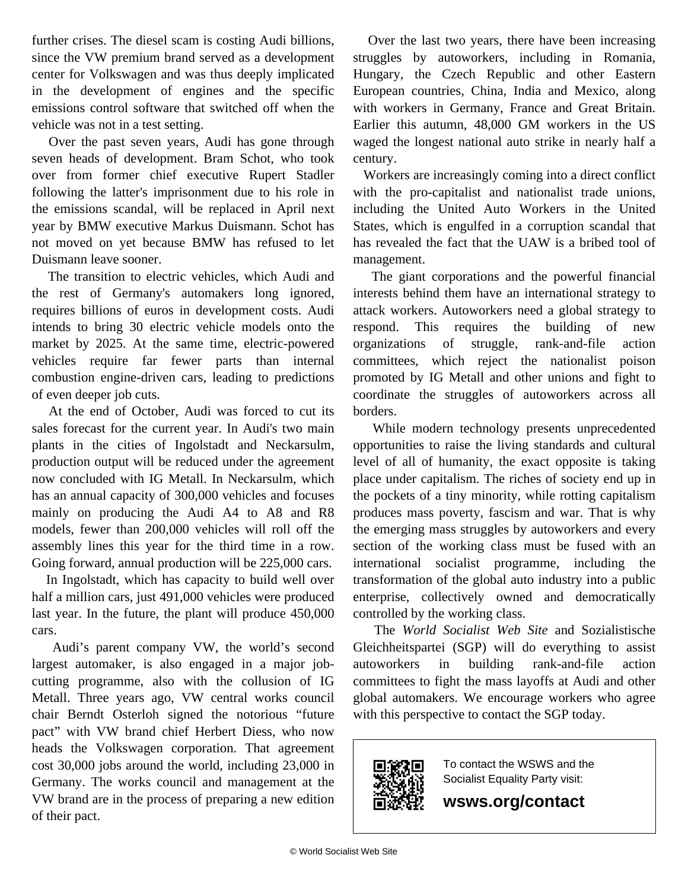further crises. The diesel scam is costing Audi billions, since the VW premium brand served as a development center for Volkswagen and was thus deeply implicated in the development of engines and the specific emissions control software that switched off when the vehicle was not in a test setting.

Over the past seven years, Audi has gone through seven heads of development. Bram Schot, who took over from former chief executive Rupert Stadler following the latter's imprisonment due to his role in the emissions scandal, will be replaced in April next year by BMW executive Markus Duismann. Schot has not moved on yet because BMW has refused to let Duismann leave sooner.

The transition to electric vehicles, which Audi and the rest of Germany's automakers long ignored, requires billions of euros in development costs. Audi intends to bring 30 electric vehicle models onto the market by 2025. At the same time, electric-powered vehicles require far fewer parts than internal combustion engine-driven cars, leading to predictions of even deeper job cuts.

At the end of October, Audi was forced to cut its sales forecast for the current year. In Audi's two main plants in the cities of Ingolstadt and Neckarsulm, production output will be reduced under the agreement now concluded with IG Metall. In Neckarsulm, which has an annual capacity of 300,000 vehicles and focuses mainly on producing the Audi A4 to A8 and R8 models, fewer than 200,000 vehicles will roll off the assembly lines this year for the third time in a row. Going forward, annual production will be 225,000 cars.

In Ingolstadt, which has capacity to build well over half a million cars, just 491,000 vehicles were produced last year. In the future, the plant will produce 450,000 cars.

Audi's parent company VW, the world's second largest automaker, is also engaged in a major job-cutting programme, also with the collusion of IG Metall. Three years ago, VW central works council chair Berndt Osterloh signed the notorious "future pact" with VW brand chief Herbert Diess, who now heads the Volkswagen corporation. That agreement cost 30,000 jobs around the world, including 23,000 in Germany. The works council and management at the VW brand are in the process of preparing a new edition of their pact.

Over the last two years, there have been increasing struggles by autoworkers, including in Romania, Hungary, the Czech Republic and other Eastern European countries, China, India and Mexico, along with workers in Germany, France and Great Britain. Earlier this autumn, 48,000 GM workers in the US waged the longest national auto strike in nearly half a century.

Workers are increasingly coming into a direct conflict with the pro-capitalist and nationalist trade unions, including the United Auto Workers in the United States, which is engulfed in a corruption scandal that has revealed the fact that the UAW is a bribed tool of management.

The giant corporations and the powerful financial interests behind them have an international strategy to attack workers. Autoworkers need a global strategy to respond. This requires the building of new organizations of struggle, rank-and-file action committees, which reject the nationalist poison promoted by IG Metall and other unions and fight to coordinate the struggles of autoworkers across all borders.

While modern technology presents unprecedented opportunities to raise the living standards and cultural level of all of humanity, the exact opposite is taking place under capitalism. The riches of society end up in the pockets of a tiny minority, while rotting capitalism produces mass poverty, fascism and war. That is why the emerging mass struggles by autoworkers and every section of the working class must be fused with an international socialist programme, including the transformation of the global auto industry into a public enterprise, collectively owned and democratically controlled by the working class.

The *World Socialist Web Site* and Sozialistische Gleichheitspartei (SGP) will do everything to assist autoworkers in building rank-and-file action committees to fight the mass layoffs at Audi and other global automakers. We encourage workers who agree with this perspective to contact the SGP today.

To contact the WSWS and the Socialist Equality Party visit:

**wsws.org/contact**